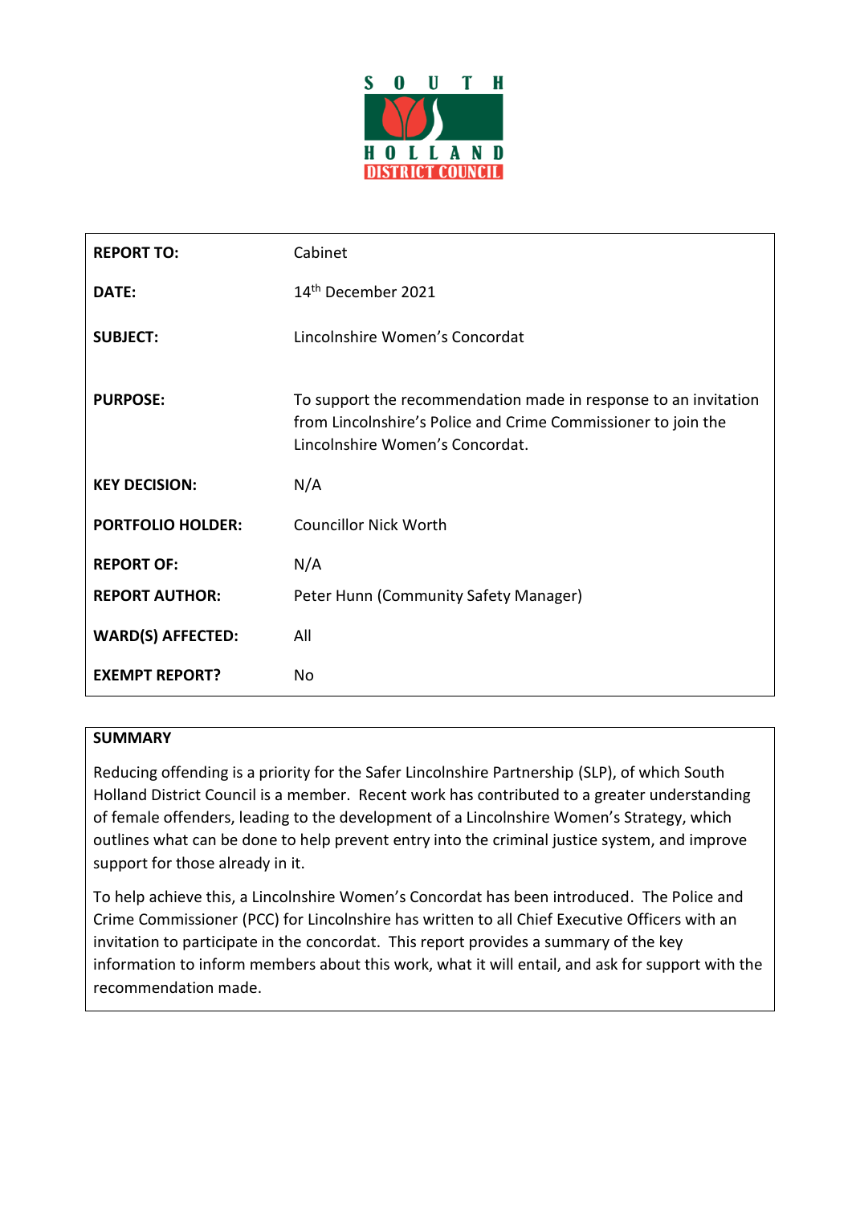SOUTH HOLLAND DISTRICT COUNCIL

| | |
|---|---|
| **REPORT TO:** | Cabinet |
| **DATE:** | 14th December 2021 |
| **SUBJECT:** | Lincolnshire Women's Concordat |
| **PURPOSE:** | To support the recommendation made in response to an invitation from Lincolnshire's Police and Crime Commissioner to join the Lincolnshire Women's Concordat. |
| **KEY DECISION:** | N/A |
| **PORTFOLIO HOLDER:** | Councillor Nick Worth |
| **REPORT OF:** | N/A |
| **REPORT AUTHOR:** | Peter Hunn (Community Safety Manager) |
| **WARD(S) AFFECTED:** | All |
| **EXEMPT REPORT?** | No |

## SUMMARY

Reducing offending is a priority for the Safer Lincolnshire Partnership (SLP), of which South Holland District Council is a member. Recent work has contributed to a greater understanding of female offenders, leading to the development of a Lincolnshire Women's Strategy, which outlines what can be done to help prevent entry into the criminal justice system, and improve support for those already in it.

To help achieve this, a Lincolnshire Women's Concordat has been introduced. The Police and Crime Commissioner (PCC) for Lincolnshire has written to all Chief Executive Officers with an invitation to participate in the concordat. This report provides a summary of the key information to inform members about this work, what it will entail, and ask for support with the recommendation made.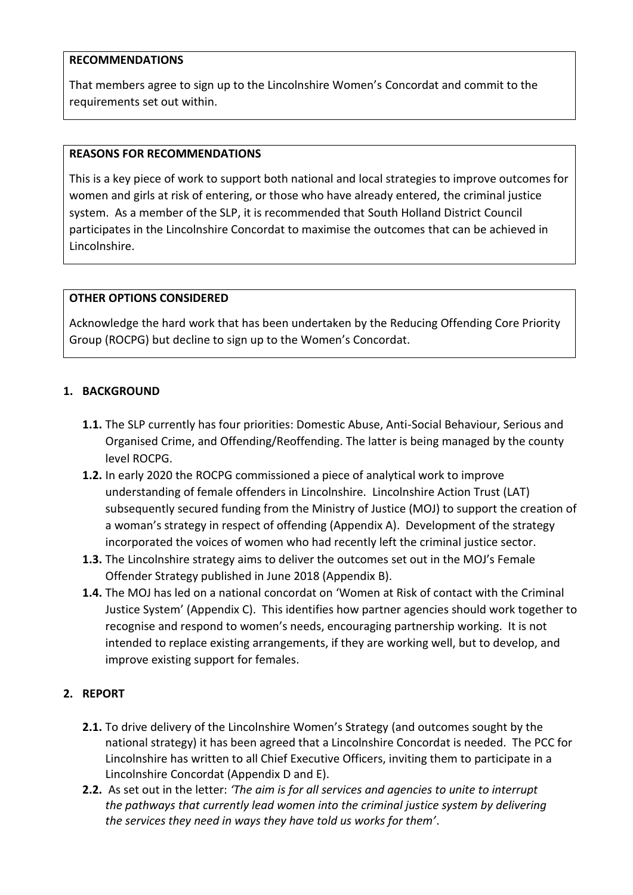**RECOMMENDATIONS**

That members agree to sign up to the Lincolnshire Women's Concordat and commit to the requirements set out within.

**REASONS FOR RECOMMENDATIONS**

This is a key piece of work to support both national and local strategies to improve outcomes for women and girls at risk of entering, or those who have already entered, the criminal justice system. As a member of the SLP, it is recommended that South Holland District Council participates in the Lincolnshire Concordat to maximise the outcomes that can be achieved in Lincolnshire.

**OTHER OPTIONS CONSIDERED**

Acknowledge the hard work that has been undertaken by the Reducing Offending Core Priority Group (ROCPG) but decline to sign up to the Women's Concordat.

## 1. BACKGROUND

**1.1.** The SLP currently has four priorities: Domestic Abuse, Anti-Social Behaviour, Serious and Organised Crime, and Offending/Reoffending. The latter is being managed by the county level ROCPG.

**1.2.** In early 2020 the ROCPG commissioned a piece of analytical work to improve understanding of female offenders in Lincolnshire. Lincolnshire Action Trust (LAT) subsequently secured funding from the Ministry of Justice (MOJ) to support the creation of a woman's strategy in respect of offending (Appendix A). Development of the strategy incorporated the voices of women who had recently left the criminal justice sector.

**1.3.** The Lincolnshire strategy aims to deliver the outcomes set out in the MOJ's Female Offender Strategy published in June 2018 (Appendix B).

**1.4.** The MOJ has led on a national concordat on 'Women at Risk of contact with the Criminal Justice System' (Appendix C). This identifies how partner agencies should work together to recognise and respond to women's needs, encouraging partnership working. It is not intended to replace existing arrangements, if they are working well, but to develop, and improve existing support for females.

## 2. REPORT

**2.1.** To drive delivery of the Lincolnshire Women's Strategy (and outcomes sought by the national strategy) it has been agreed that a Lincolnshire Concordat is needed. The PCC for Lincolnshire has written to all Chief Executive Officers, inviting them to participate in a Lincolnshire Concordat (Appendix D and E).

**2.2.** As set out in the letter: *'The aim is for all services and agencies to unite to interrupt the pathways that currently lead women into the criminal justice system by delivering the services they need in ways they have told us works for them'*.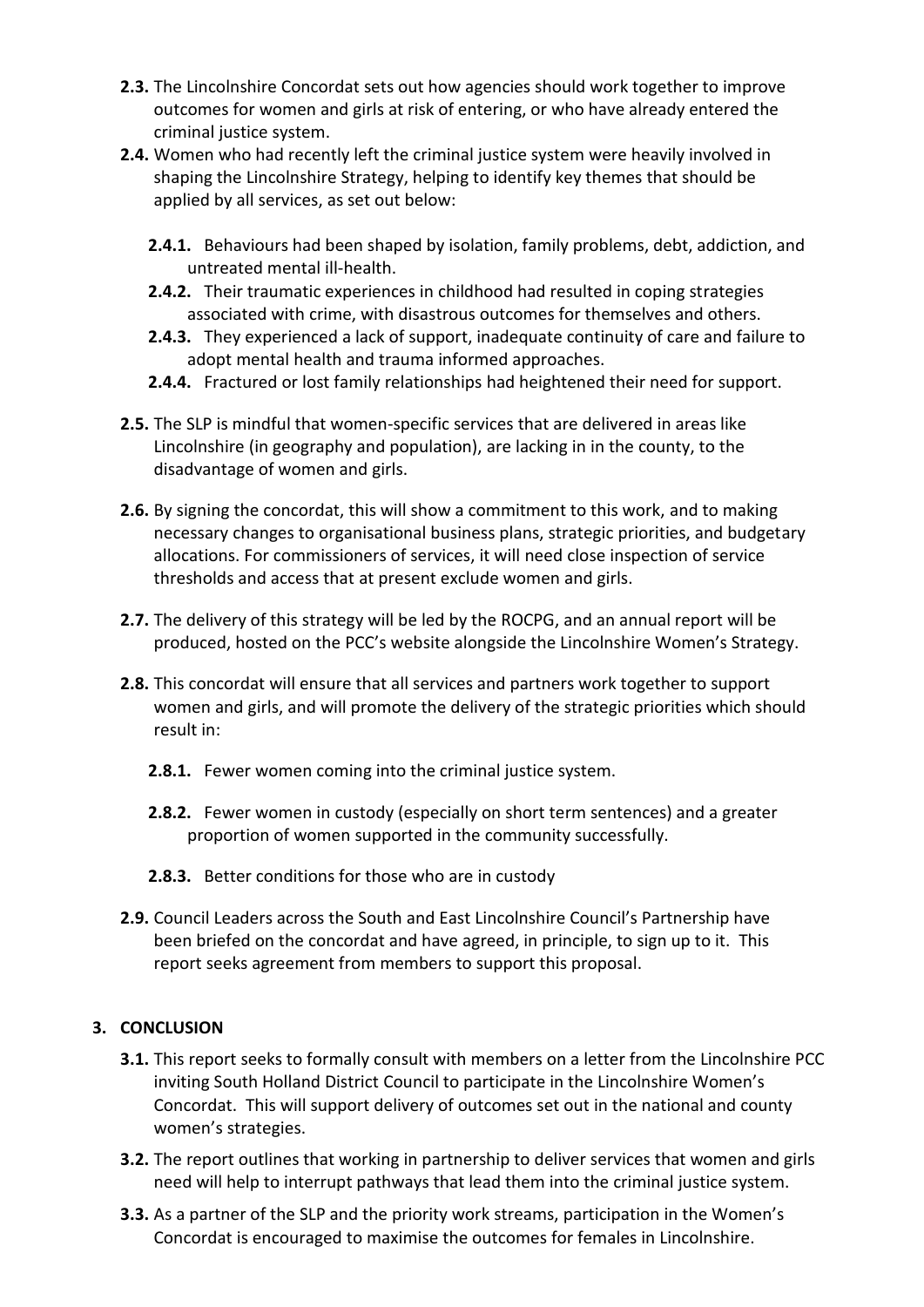**2.3.** The Lincolnshire Concordat sets out how agencies should work together to improve outcomes for women and girls at risk of entering, or who have already entered the criminal justice system.

**2.4.** Women who had recently left the criminal justice system were heavily involved in shaping the Lincolnshire Strategy, helping to identify key themes that should be applied by all services, as set out below:

- **2.4.1.** Behaviours had been shaped by isolation, family problems, debt, addiction, and untreated mental ill-health.
- **2.4.2.** Their traumatic experiences in childhood had resulted in coping strategies associated with crime, with disastrous outcomes for themselves and others.
- **2.4.3.** They experienced a lack of support, inadequate continuity of care and failure to adopt mental health and trauma informed approaches.
- **2.4.4.** Fractured or lost family relationships had heightened their need for support.

**2.5.** The SLP is mindful that women-specific services that are delivered in areas like Lincolnshire (in geography and population), are lacking in in the county, to the disadvantage of women and girls.

**2.6.** By signing the concordat, this will show a commitment to this work, and to making necessary changes to organisational business plans, strategic priorities, and budgetary allocations. For commissioners of services, it will need close inspection of service thresholds and access that at present exclude women and girls.

**2.7.** The delivery of this strategy will be led by the ROCPG, and an annual report will be produced, hosted on the PCC's website alongside the Lincolnshire Women's Strategy.

**2.8.** This concordat will ensure that all services and partners work together to support women and girls, and will promote the delivery of the strategic priorities which should result in:

- **2.8.1.** Fewer women coming into the criminal justice system.
- **2.8.2.** Fewer women in custody (especially on short term sentences) and a greater proportion of women supported in the community successfully.
- **2.8.3.** Better conditions for those who are in custody

**2.9.** Council Leaders across the South and East Lincolnshire Council's Partnership have been briefed on the concordat and have agreed, in principle, to sign up to it. This report seeks agreement from members to support this proposal.

## 3. CONCLUSION

**3.1.** This report seeks to formally consult with members on a letter from the Lincolnshire PCC inviting South Holland District Council to participate in the Lincolnshire Women's Concordat. This will support delivery of outcomes set out in the national and county women's strategies.

**3.2.** The report outlines that working in partnership to deliver services that women and girls need will help to interrupt pathways that lead them into the criminal justice system.

**3.3.** As a partner of the SLP and the priority work streams, participation in the Women's Concordat is encouraged to maximise the outcomes for females in Lincolnshire.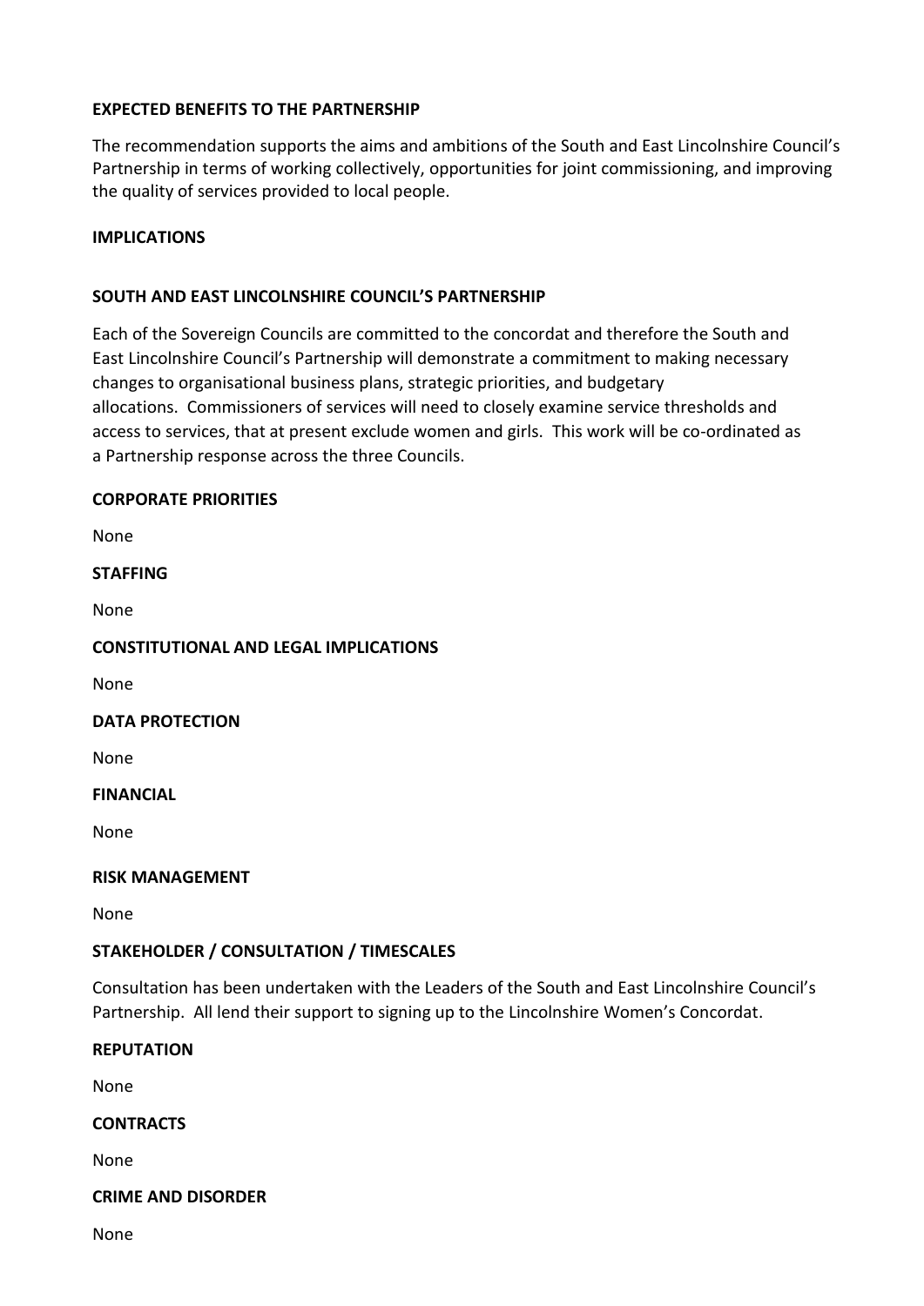**EXPECTED BENEFITS TO THE PARTNERSHIP**

The recommendation supports the aims and ambitions of the South and East Lincolnshire Council's Partnership in terms of working collectively, opportunities for joint commissioning, and improving the quality of services provided to local people.

**IMPLICATIONS**

**SOUTH AND EAST LINCOLNSHIRE COUNCIL'S PARTNERSHIP**

Each of the Sovereign Councils are committed to the concordat and therefore the South and East Lincolnshire Council's Partnership will demonstrate a commitment to making necessary changes to organisational business plans, strategic priorities, and budgetary allocations. Commissioners of services will need to closely examine service thresholds and access to services, that at present exclude women and girls. This work will be co-ordinated as a Partnership response across the three Councils.

**CORPORATE PRIORITIES**

None

**STAFFING**

None

**CONSTITUTIONAL AND LEGAL IMPLICATIONS**

None

**DATA PROTECTION**

None

**FINANCIAL**

None

**RISK MANAGEMENT**

None

**STAKEHOLDER / CONSULTATION / TIMESCALES**

Consultation has been undertaken with the Leaders of the South and East Lincolnshire Council's Partnership. All lend their support to signing up to the Lincolnshire Women's Concordat.

**REPUTATION**

None

**CONTRACTS**

None

**CRIME AND DISORDER**

None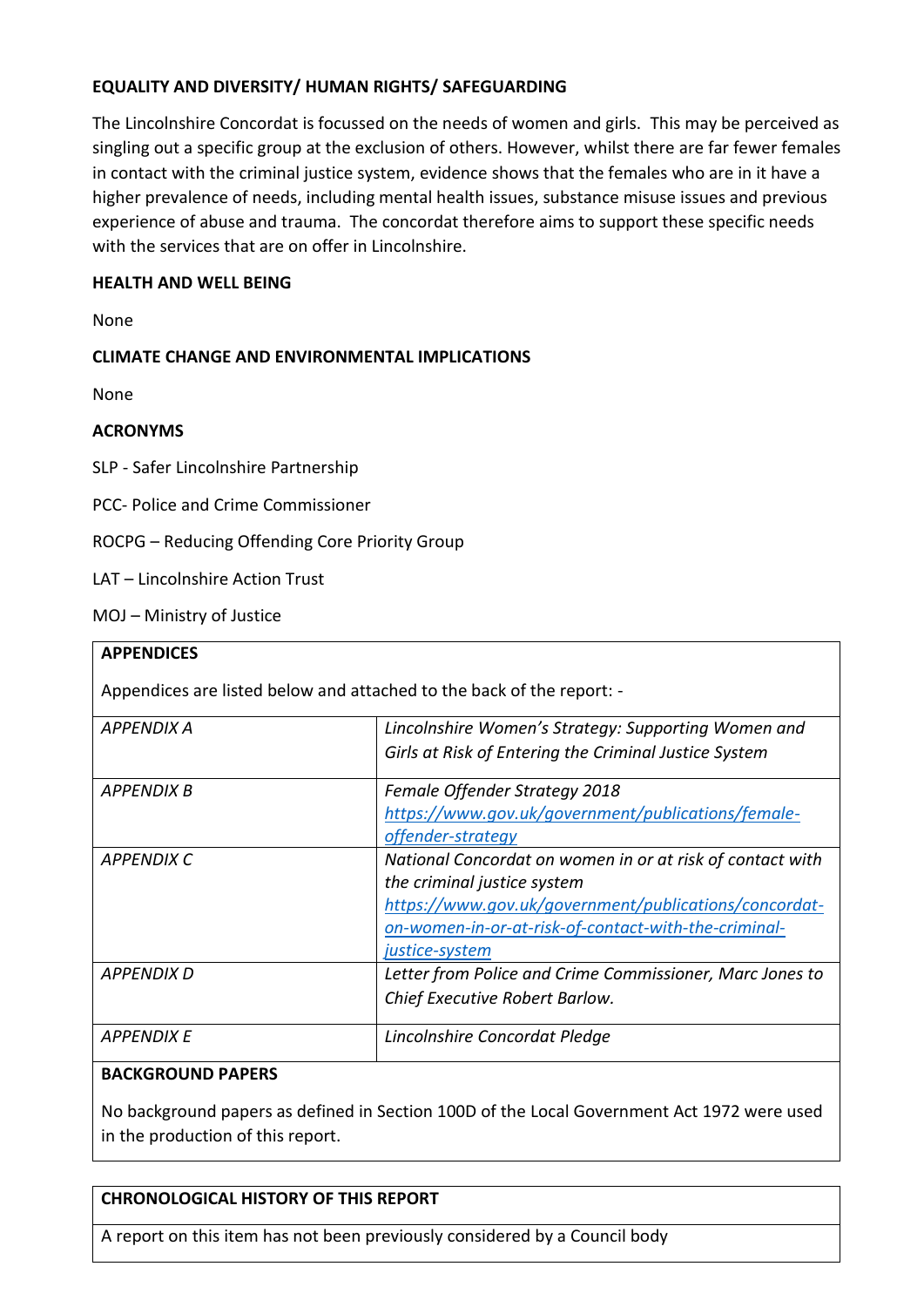**EQUALITY AND DIVERSITY/ HUMAN RIGHTS/ SAFEGUARDING**

The Lincolnshire Concordat is focussed on the needs of women and girls. This may be perceived as singling out a specific group at the exclusion of others. However, whilst there are far fewer females in contact with the criminal justice system, evidence shows that the females who are in it have a higher prevalence of needs, including mental health issues, substance misuse issues and previous experience of abuse and trauma. The concordat therefore aims to support these specific needs with the services that are on offer in Lincolnshire.

**HEALTH AND WELL BEING**

None

**CLIMATE CHANGE AND ENVIRONMENTAL IMPLICATIONS**

None

**ACRONYMS**

SLP - Safer Lincolnshire Partnership

PCC- Police and Crime Commissioner

ROCPG – Reducing Offending Core Priority Group

LAT – Lincolnshire Action Trust

MOJ – Ministry of Justice

**APPENDICES**

Appendices are listed below and attached to the back of the report: -

| | |
|---|---|
| *APPENDIX A* | *Lincolnshire Women's Strategy: Supporting Women and Girls at Risk of Entering the Criminal Justice System* |
| *APPENDIX B* | *Female Offender Strategy 2018* *https://www.gov.uk/government/publications/female-offender-strategy* |
| *APPENDIX C* | *National Concordat on women in or at risk of contact with the criminal justice system* *https://www.gov.uk/government/publications/concordat-on-women-in-or-at-risk-of-contact-with-the-criminal-justice-system* |
| *APPENDIX D* | *Letter from Police and Crime Commissioner, Marc Jones to Chief Executive Robert Barlow.* |
| *APPENDIX E* | *Lincolnshire Concordat Pledge* |

**BACKGROUND PAPERS**

No background papers as defined in Section 100D of the Local Government Act 1972 were used in the production of this report.

**CHRONOLOGICAL HISTORY OF THIS REPORT**

A report on this item has not been previously considered by a Council body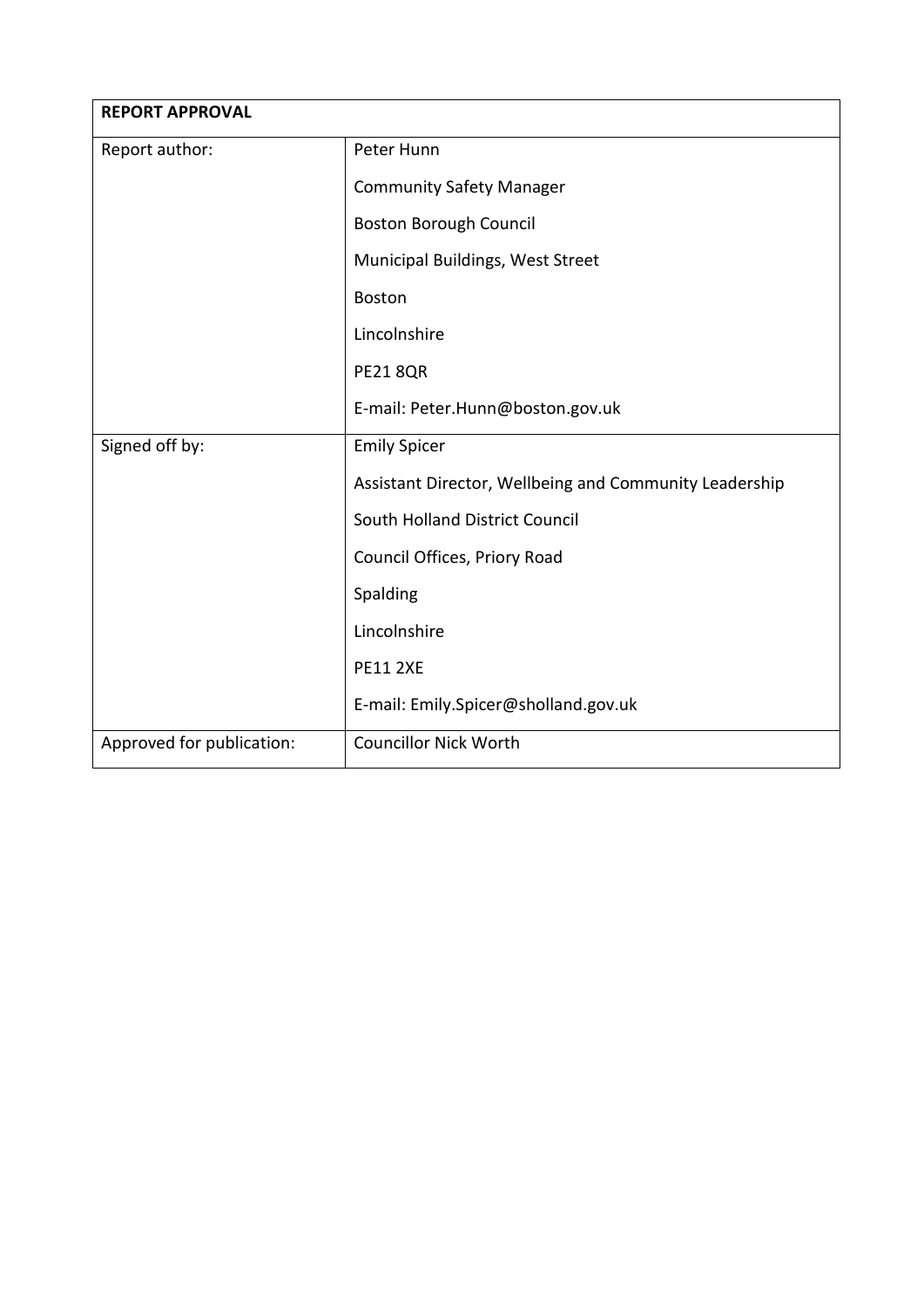| REPORT APPROVAL | |
|---|---|
| Report author: | Peter Hunn<br>Community Safety Manager<br>Boston Borough Council<br>Municipal Buildings, West Street<br>Boston<br>Lincolnshire<br>PE21 8QR<br>E-mail: Peter.Hunn@boston.gov.uk |
| Signed off by: | Emily Spicer<br>Assistant Director, Wellbeing and Community Leadership<br>South Holland District Council<br>Council Offices, Priory Road<br>Spalding<br>Lincolnshire<br>PE11 2XE<br>E-mail: Emily.Spicer@sholland.gov.uk |
| Approved for publication: | Councillor Nick Worth |